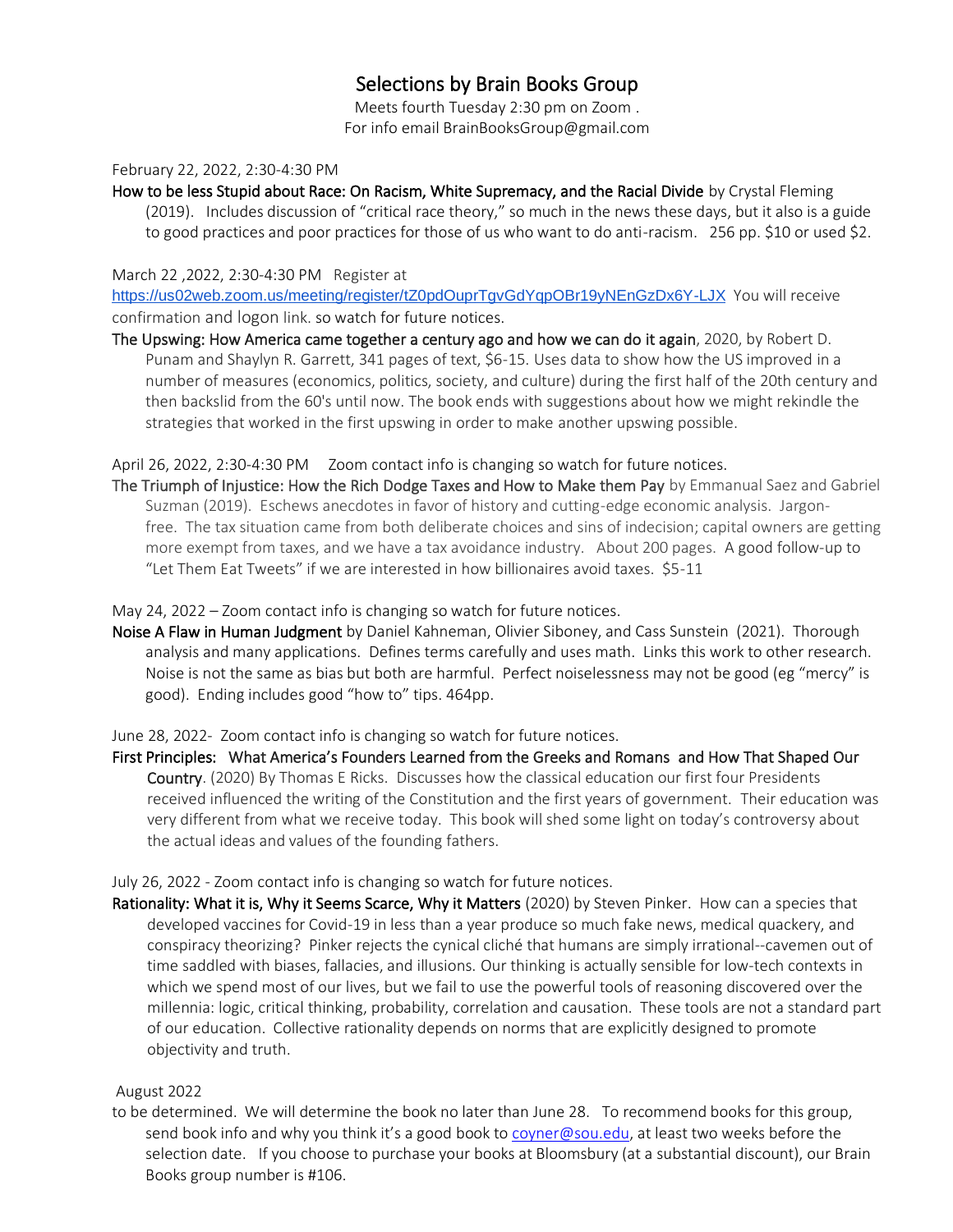# Selections by Brain Books Group

Meets fourth Tuesday 2:30 pm on Zoom .
For info email BrainBooksGroup@gmail.com

February 22, 2022, 2:30-4:30 PM

**How to be less Stupid about Race: On Racism, White Supremacy, and the Racial Divide** by Crystal Fleming (2019). Includes discussion of "critical race theory," so much in the news these days, but it also is a guide to good practices and poor practices for those of us who want to do anti-racism. 256 pp. $10 or used $2.

March 22 ,2022, 2:30-4:30 PM Register at https://us02web.zoom.us/meeting/register/tZ0pdOuprTgvGdYqpOBr19yNEnGzDx6Y-LJX You will receive confirmation and logon link. so watch for future notices.

**The Upswing: How America came together a century ago and how we can do it again**, 2020, by Robert D. Punam and Shaylyn R. Garrett, 341 pages of text, $6-15. Uses data to show how the US improved in a number of measures (economics, politics, society, and culture) during the first half of the 20th century and then backslid from the 60's until now. The book ends with suggestions about how we might rekindle the strategies that worked in the first upswing in order to make another upswing possible.

April 26, 2022, 2:30-4:30 PM Zoom contact info is changing so watch for future notices.

**The Triumph of Injustice: How the Rich Dodge Taxes and How to Make them Pay** by Emmanual Saez and Gabriel Suzman (2019). Eschews anecdotes in favor of history and cutting-edge economic analysis. Jargon-free. The tax situation came from both deliberate choices and sins of indecision; capital owners are getting more exempt from taxes, and we have a tax avoidance industry. About 200 pages. A good follow-up to "Let Them Eat Tweets" if we are interested in how billionaires avoid taxes. $5-11

May 24, 2022 – Zoom contact info is changing so watch for future notices.

**Noise A Flaw in Human Judgment** by Daniel Kahneman, Olivier Siboney, and Cass Sunstein (2021). Thorough analysis and many applications. Defines terms carefully and uses math. Links this work to other research. Noise is not the same as bias but both are harmful. Perfect noiselessness may not be good (eg "mercy" is good). Ending includes good "how to" tips. 464pp.

June 28, 2022- Zoom contact info is changing so watch for future notices.

**First Principles: What America's Founders Learned from the Greeks and Romans and How That Shaped Our Country**. (2020) By Thomas E Ricks. Discusses how the classical education our first four Presidents received influenced the writing of the Constitution and the first years of government. Their education was very different from what we receive today. This book will shed some light on today's controversy about the actual ideas and values of the founding fathers.

July 26, 2022 - Zoom contact info is changing so watch for future notices.

**Rationality: What it is, Why it Seems Scarce, Why it Matters** (2020) by Steven Pinker. How can a species that developed vaccines for Covid-19 in less than a year produce so much fake news, medical quackery, and conspiracy theorizing? Pinker rejects the cynical cliché that humans are simply irrational--cavemen out of time saddled with biases, fallacies, and illusions. Our thinking is actually sensible for low-tech contexts in which we spend most of our lives, but we fail to use the powerful tools of reasoning discovered over the millennia: logic, critical thinking, probability, correlation and causation. These tools are not a standard part of our education. Collective rationality depends on norms that are explicitly designed to promote objectivity and truth.

August 2022

to be determined. We will determine the book no later than June 28. To recommend books for this group, send book info and why you think it's a good book to coyner@sou.edu, at least two weeks before the selection date. If you choose to purchase your books at Bloomsbury (at a substantial discount), our Brain Books group number is #106.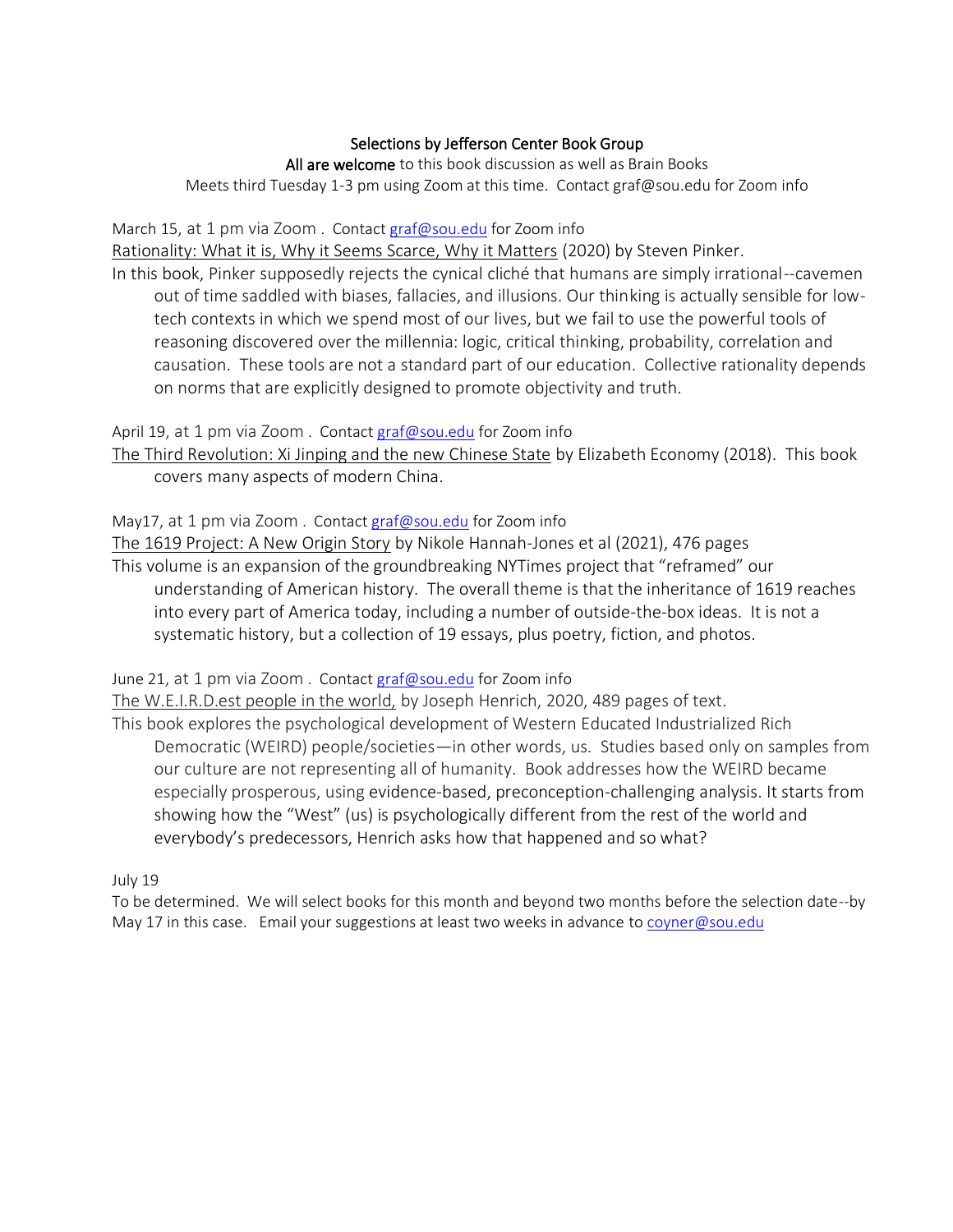Selections by Jefferson Center Book Group

**All are welcome** to this book discussion as well as Brain Books

Meets third Tuesday 1-3 pm using Zoom at this time. Contact graf@sou.edu for Zoom info

March 15, at 1 pm via Zoom . Contact graf@sou.edu for Zoom info

Rationality: What it is, Why it Seems Scarce, Why it Matters (2020) by Steven Pinker.

In this book, Pinker supposedly rejects the cynical cliché that humans are simply irrational--cavemen out of time saddled with biases, fallacies, and illusions. Our thinking is actually sensible for low-tech contexts in which we spend most of our lives, but we fail to use the powerful tools of reasoning discovered over the millennia: logic, critical thinking, probability, correlation and causation. These tools are not a standard part of our education. Collective rationality depends on norms that are explicitly designed to promote objectivity and truth.

April 19, at 1 pm via Zoom . Contact graf@sou.edu for Zoom info

The Third Revolution: Xi Jinping and the new Chinese State by Elizabeth Economy (2018). This book covers many aspects of modern China.

May17, at 1 pm via Zoom . Contact graf@sou.edu for Zoom info

The 1619 Project: A New Origin Story by Nikole Hannah-Jones et al (2021), 476 pages

This volume is an expansion of the groundbreaking NYTimes project that "reframed" our understanding of American history. The overall theme is that the inheritance of 1619 reaches into every part of America today, including a number of outside-the-box ideas. It is not a systematic history, but a collection of 19 essays, plus poetry, fiction, and photos.

June 21, at 1 pm via Zoom . Contact graf@sou.edu for Zoom info

The W.E.I.R.D.est people in the world, by Joseph Henrich, 2020, 489 pages of text.

This book explores the psychological development of Western Educated Industrialized Rich Democratic (WEIRD) people/societies—in other words, us. Studies based only on samples from our culture are not representing all of humanity. Book addresses how the WEIRD became especially prosperous, using evidence-based, preconception-challenging analysis. It starts from showing how the "West" (us) is psychologically different from the rest of the world and everybody's predecessors, Henrich asks how that happened and so what?

July 19

To be determined. We will select books for this month and beyond two months before the selection date--by May 17 in this case. Email your suggestions at least two weeks in advance to coyner@sou.edu